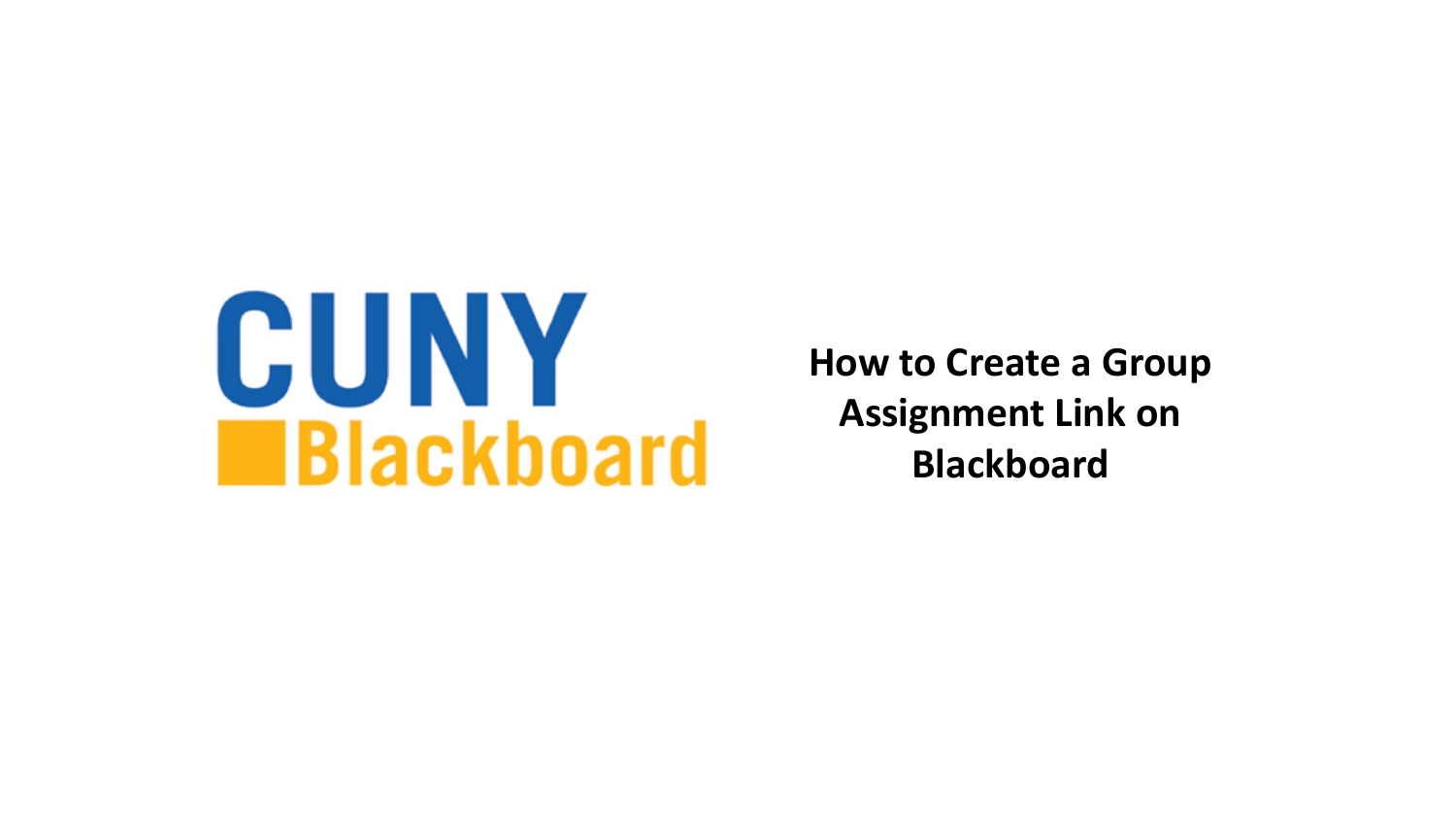CUNY Blackboard

# How to Create a Group Assignment Link on Blackboard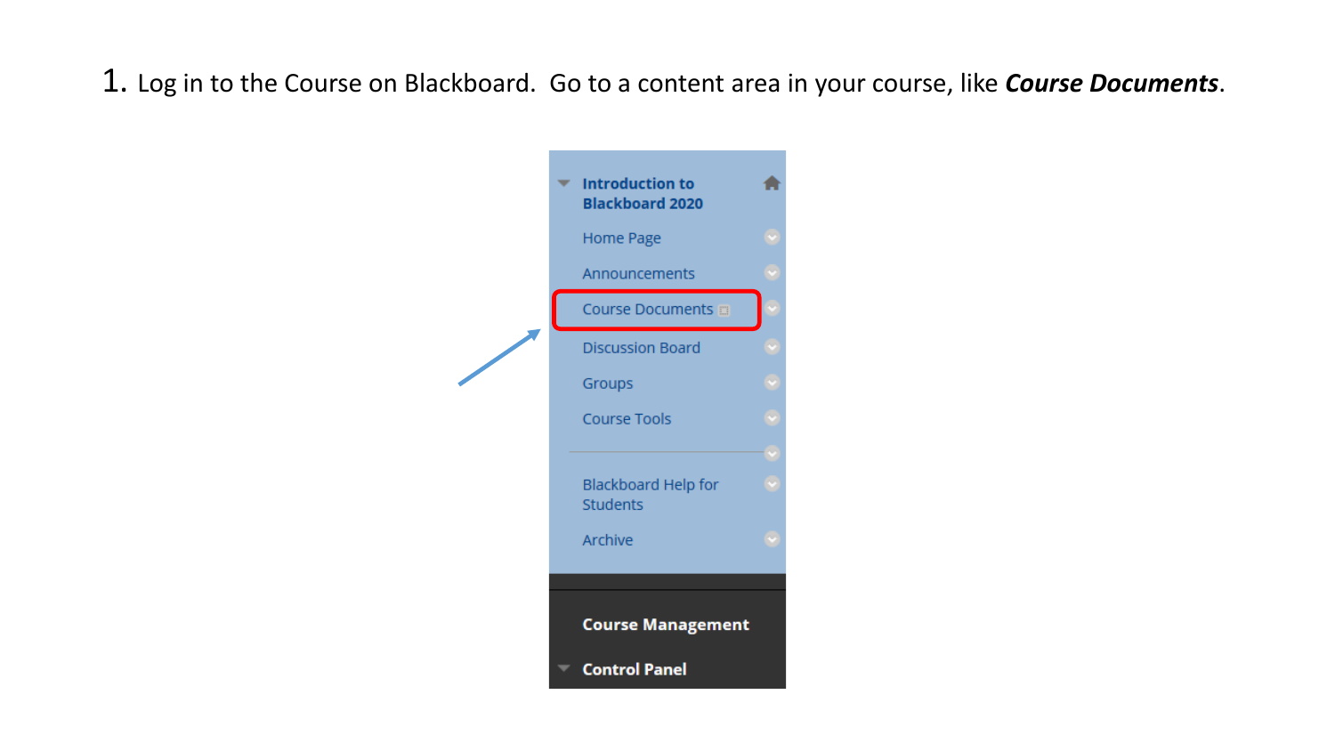1. Log in to the Course on Blackboard. Go to a content area in your course, like ***Course Documents***.

Introduction to Blackboard 2020

Home Page

Announcements

Course Documents

Discussion Board

Groups

Course Tools

Blackboard Help for Students

Archive

Course Management

Control Panel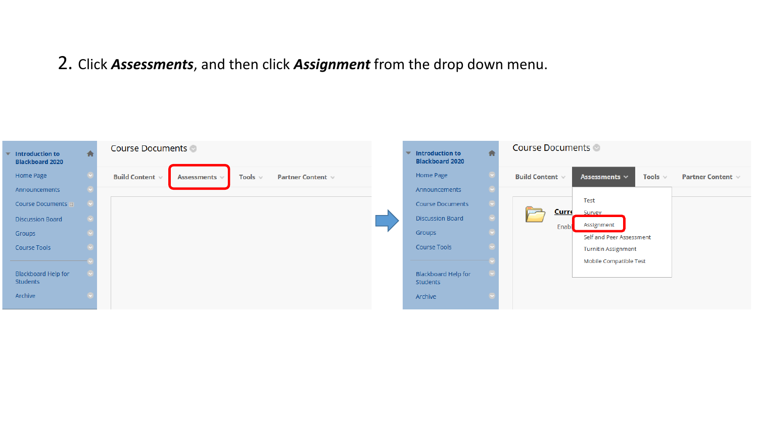2. Click ***Assessments***, and then click ***Assignment*** from the drop down menu.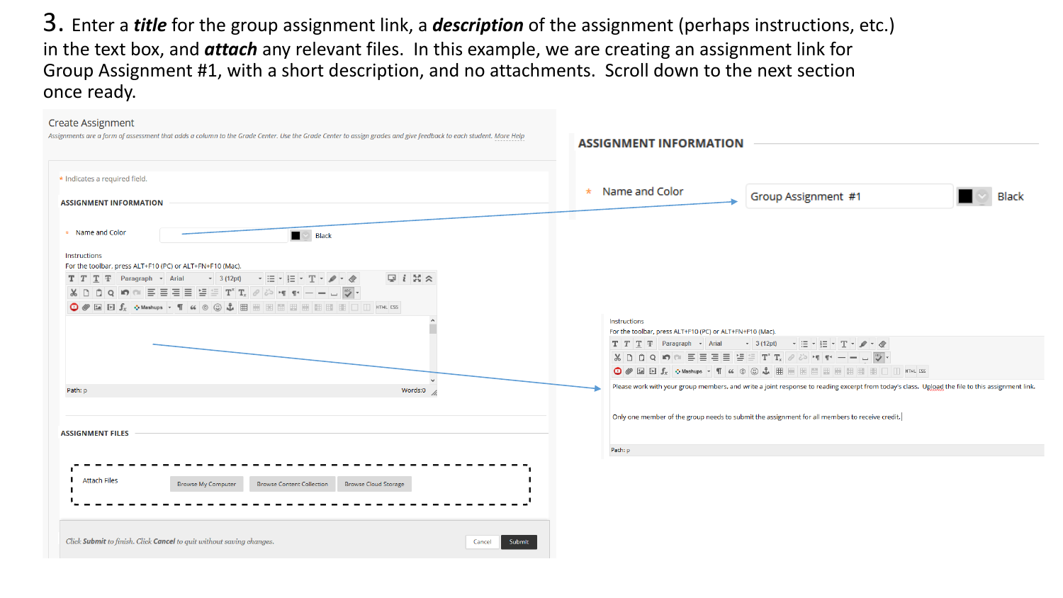3. Enter a ***title*** for the group assignment link, a ***description*** of the assignment (perhaps instructions, etc.) in the text box, and ***attach*** any relevant files. In this example, we are creating an assignment link for Group Assignment #1, with a short description, and no attachments. Scroll down to the next section once ready.

Create Assignment

*Assignments are a form of assessment that adds a column to the Grade Center. Use the Grade Center to assign grades and give feedback to each student. More Help*

* Indicates a required field.

**ASSIGNMENT INFORMATION**

* Name and Color — Black

Instructions

For the toolbar, press ALT+F10 (PC) or ALT+FN+F10 (Mac).

Path: p — Words:0

**ASSIGNMENT FILES**

Attach Files — Browse My Computer | Browse Content Collection | Browse Cloud Storage

*Click **Submit** to finish. Click **Cancel** to quit without saving changes.* — Cancel | Submit

**ASSIGNMENT INFORMATION**

* Name and Color — Group Assignment #1 — Black

Instructions

For the toolbar, press ALT+F10 (PC) or ALT+FN+F10 (Mac).

Please work with your group members, and write a joint response to reading excerpt from today's class. Upload the file to this assignment link.

Only one member of the group needs to submit the assignment for all members to receive credit.

Path: p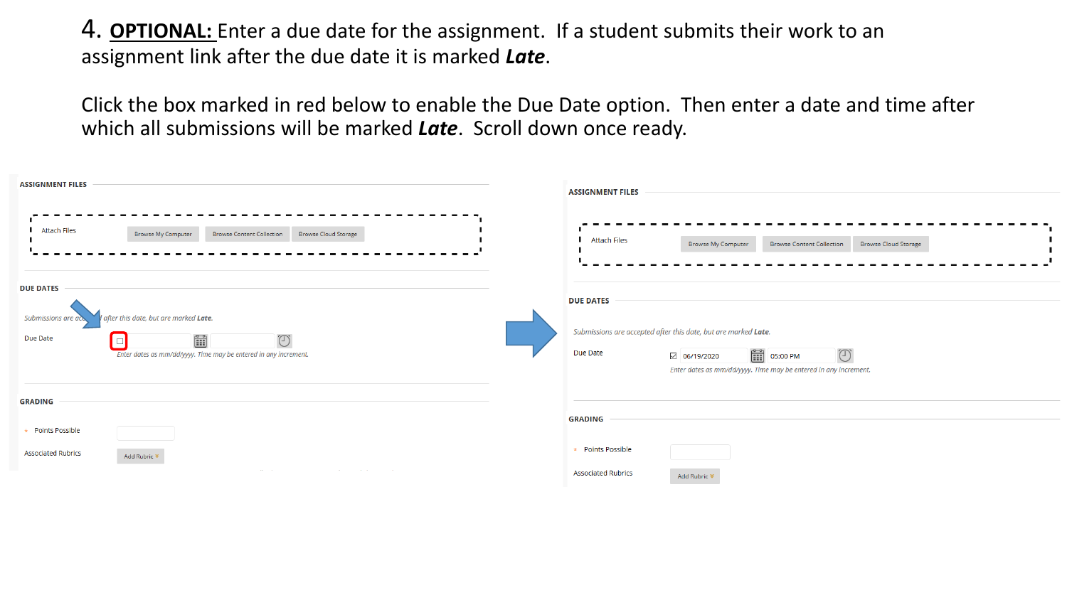4. **OPTIONAL:** Enter a due date for the assignment. If a student submits their work to an assignment link after the due date it is marked ***Late***.

Click the box marked in red below to enable the Due Date option. Then enter a date and time after which all submissions will be marked ***Late***. Scroll down once ready.

ASSIGNMENT FILES

Attach Files | Browse My Computer | Browse Content Collection | Browse Cloud Storage

DUE DATES

*Submissions are accepted after this date, but are marked* ***Late***.

Due Date

*Enter dates as mm/dd/yyyy. Time may be entered in any increment.*

GRADING

\* Points Possible

Associated Rubrics | Add Rubric

ASSIGNMENT FILES

Attach Files | Browse My Computer | Browse Content Collection | Browse Cloud Storage

DUE DATES

*Submissions are accepted after this date, but are marked* ***Late***.

Due Date ☑ 06/19/2020 05:00 PM

*Enter dates as mm/dd/yyyy. Time may be entered in any increment.*

GRADING

\* Points Possible

Associated Rubrics | Add Rubric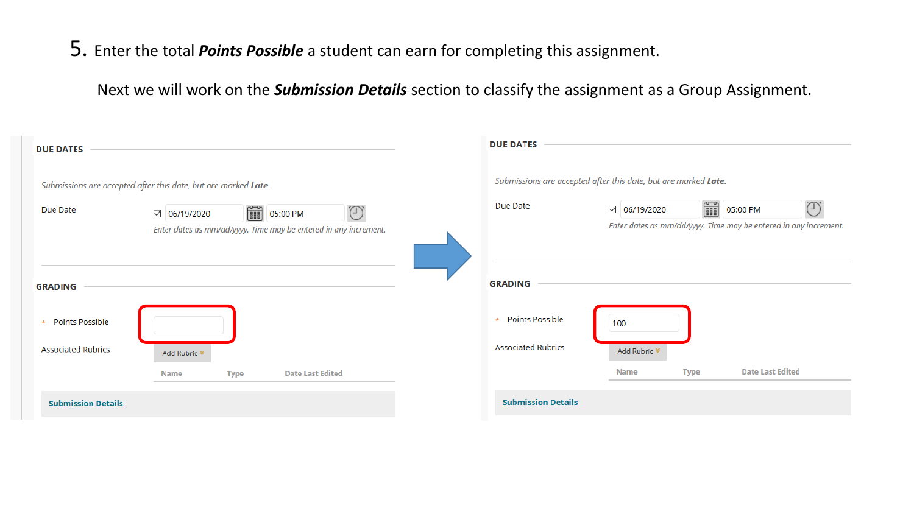5. Enter the total ***Points Possible*** a student can earn for completing this assignment.

Next we will work on the ***Submission Details*** section to classify the assignment as a Group Assignment.

**DUE DATES**

*Submissions are accepted after this date, but are marked* ***Late****.*

Due Date ☑ 06/19/2020 05:00 PM

*Enter dates as mm/dd/yyyy. Time may be entered in any increment.*

**GRADING**

\* Points Possible

Associated Rubrics — Add Rubric

| Name | Type | Date Last Edited |
| --- | --- | --- |

Submission Details

→

**DUE DATES**

*Submissions are accepted after this date, but are marked* ***Late****.*

Due Date ☑ 06/19/2020 05:00 PM

*Enter dates as mm/dd/yyyy. Time may be entered in any increment.*

**GRADING**

\* Points Possible 100

Associated Rubrics — Add Rubric

| Name | Type | Date Last Edited |
| --- | --- | --- |

Submission Details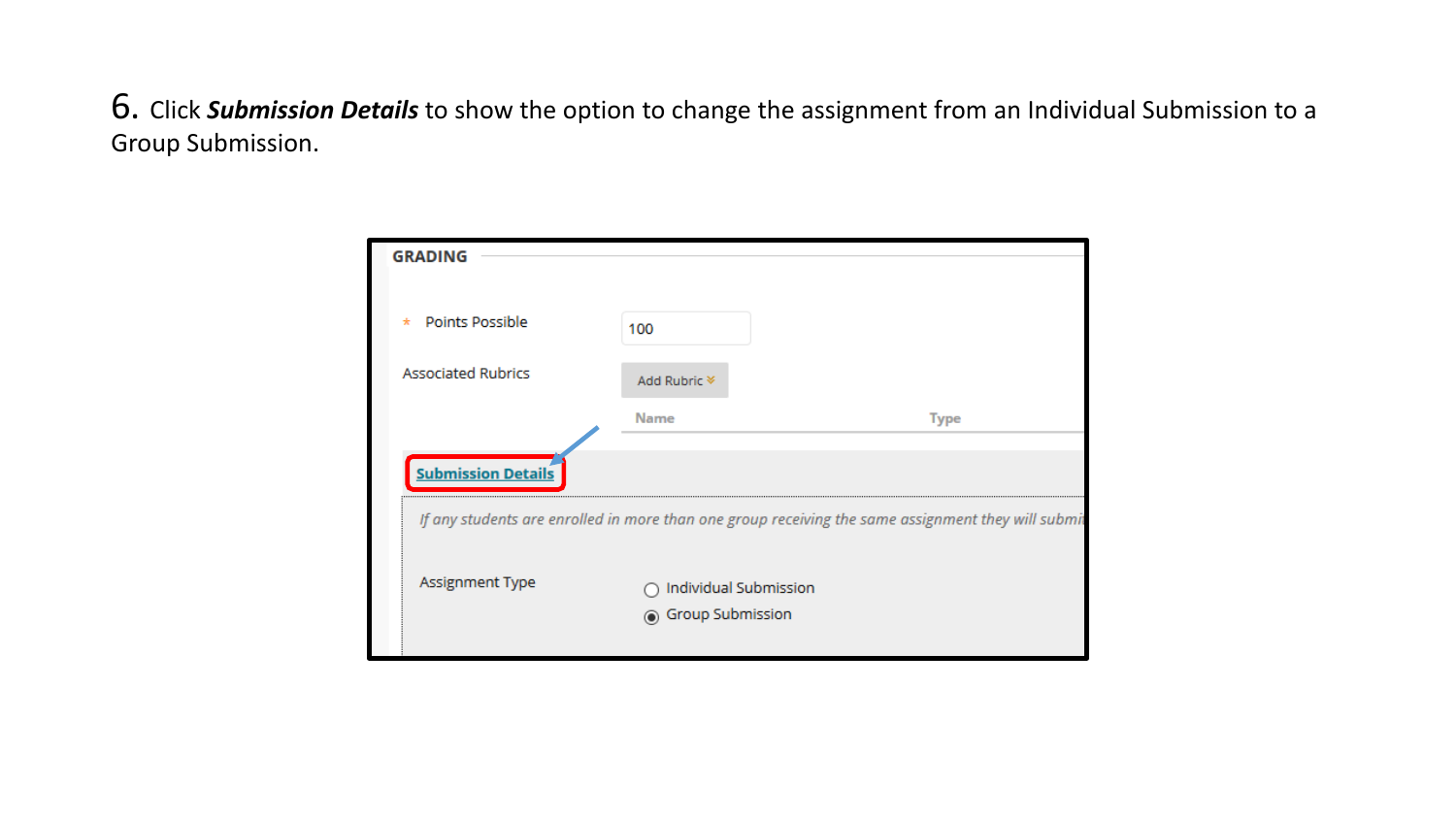6. Click ***Submission Details*** to show the option to change the assignment from an Individual Submission to a Group Submission.

GRADING

\* Points Possible 100

Associated Rubrics Add Rubric

Name Type

Submission Details

*If any students are enrolled in more than one group receiving the same assignment they will submi*

Assignment Type

- Individual Submission
- Group Submission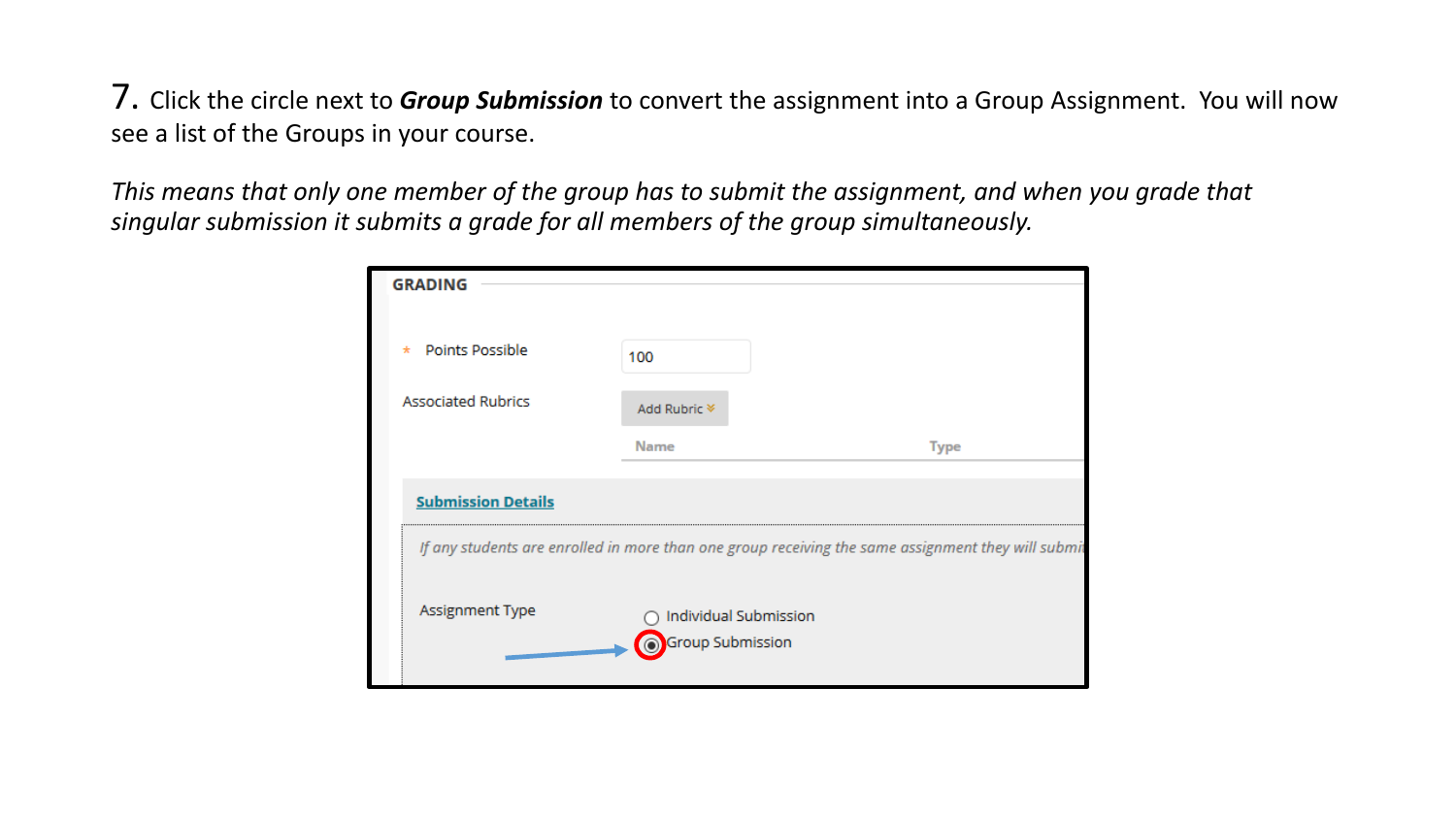7. Click the circle next to ***Group Submission*** to convert the assignment into a Group Assignment. You will now see a list of the Groups in your course.

*This means that only one member of the group has to submit the assignment, and when you grade that singular submission it submits a grade for all members of the group simultaneously.*

GRADING

\* Points Possible: 100

Associated Rubrics: Add Rubric

| Name | Type |
|---|---|

**Submission Details**

*If any students are enrolled in more than one group receiving the same assignment they will submi*

Assignment Type

- Individual Submission
- Group Submission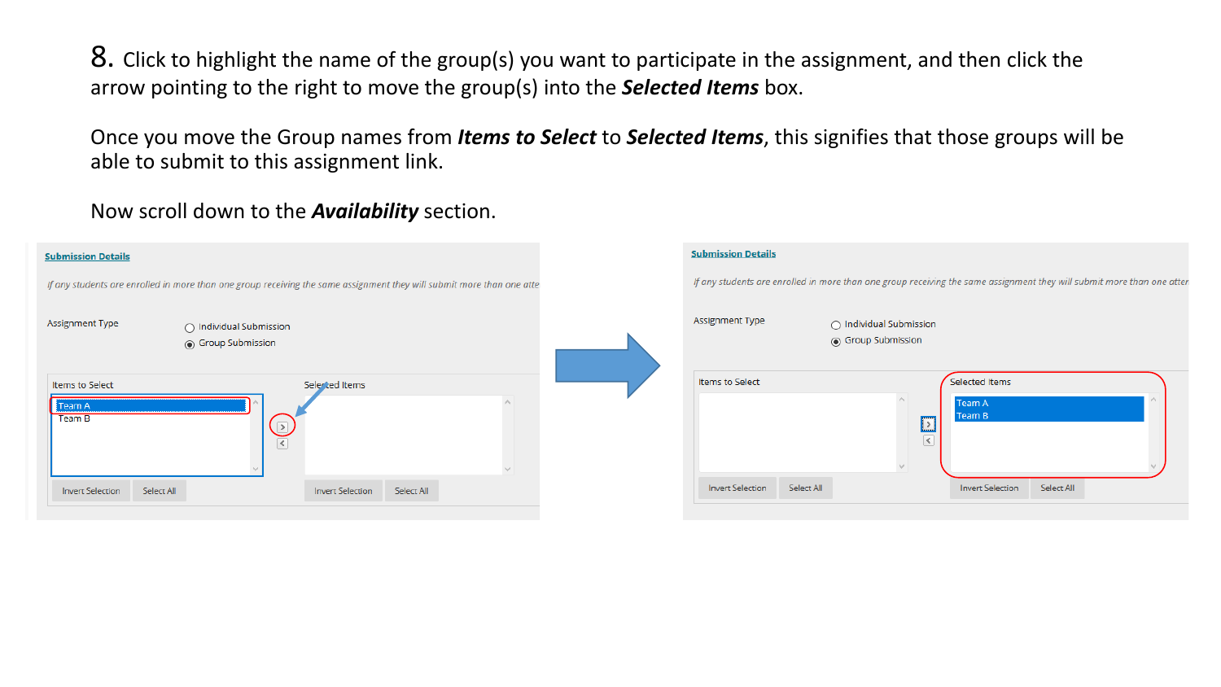8. Click to highlight the name of the group(s) you want to participate in the assignment, and then click the arrow pointing to the right to move the group(s) into the ***Selected Items*** box.

Once you move the Group names from ***Items to Select*** to ***Selected Items***, this signifies that those groups will be able to submit to this assignment link.

Now scroll down to the ***Availability*** section.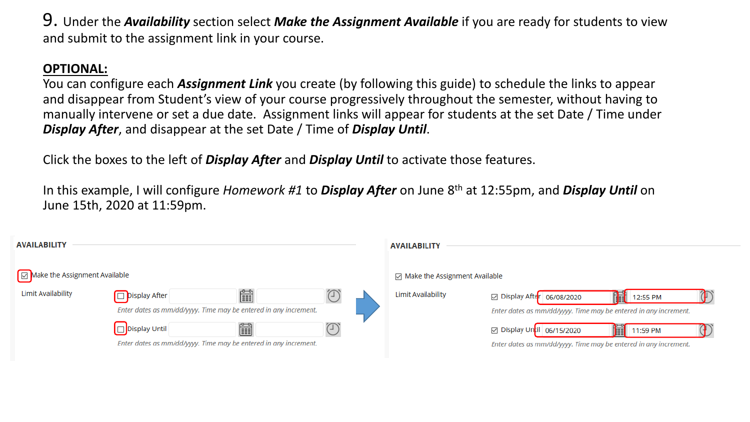9. Under the ***Availability*** section select ***Make the Assignment Available*** if you are ready for students to view and submit to the assignment link in your course.

**OPTIONAL:**

You can configure each ***Assignment Link*** you create (by following this guide) to schedule the links to appear and disappear from Student's view of your course progressively throughout the semester, without having to manually intervene or set a due date. Assignment links will appear for students at the set Date / Time under ***Display After***, and disappear at the set Date / Time of ***Display Until***.

Click the boxes to the left of ***Display After*** and ***Display Until*** to activate those features.

In this example, I will configure *Homework #1* to ***Display After*** on June 8th at 12:55pm, and ***Display Until*** on June 15th, 2020 at 11:59pm.

AVAILABILITY

☑ Make the Assignment Available

Limit Availability

☐ Display After

*Enter dates as mm/dd/yyyy. Time may be entered in any increment.*

☐ Display Until

*Enter dates as mm/dd/yyyy. Time may be entered in any increment.*

AVAILABILITY

☑ Make the Assignment Available

Limit Availability

☑ Display After 06/08/2020 12:55 PM

*Enter dates as mm/dd/yyyy. Time may be entered in any increment.*

☑ Display Until 06/15/2020 11:59 PM

*Enter dates as mm/dd/yyyy. Time may be entered in any increment.*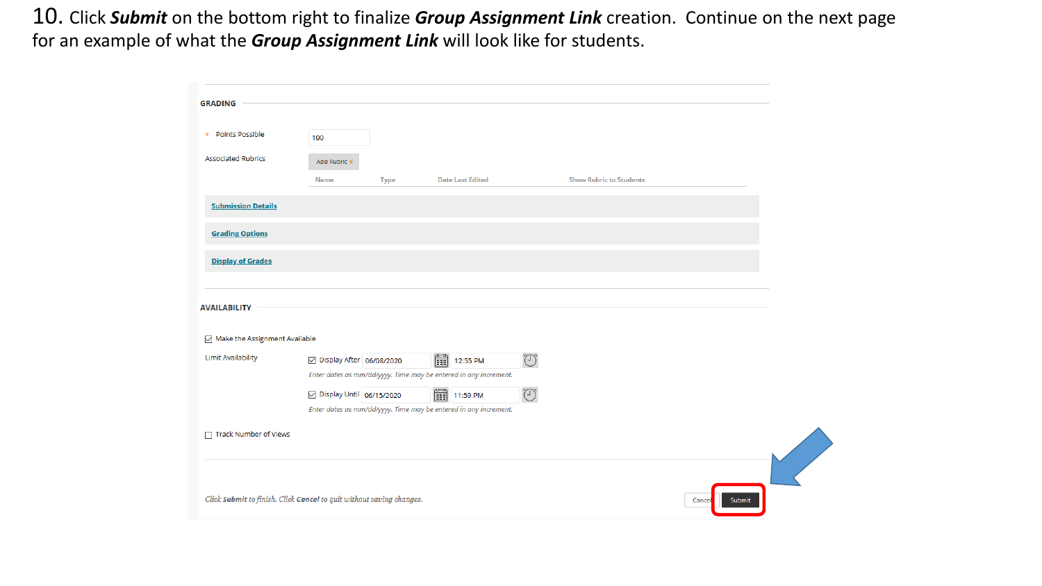10. Click ***Submit*** on the bottom right to finalize ***Group Assignment Link*** creation. Continue on the next page for an example of what the ***Group Assignment Link*** will look like for students.

**GRADING**

\* Points Possible: 100

Associated Rubrics: Add Rubric

| Name | Type | Date Last Edited | Show Rubric to Students |
|---|---|---|---|

Submission Details

Grading Options

Display of Grades

**AVAILABILITY**

☑ Make the Assignment Available

Limit Availability

☑ Display After 06/08/2020 12:55 PM

*Enter dates as mm/dd/yyyy. Time may be entered in any increment.*

☑ Display Until 06/15/2020 11:59 PM

*Enter dates as mm/dd/yyyy. Time may be entered in any increment.*

☐ Track Number of Views

*Click **Submit** to finish. Click **Cancel** to quit without saving changes.*

Cancel | Submit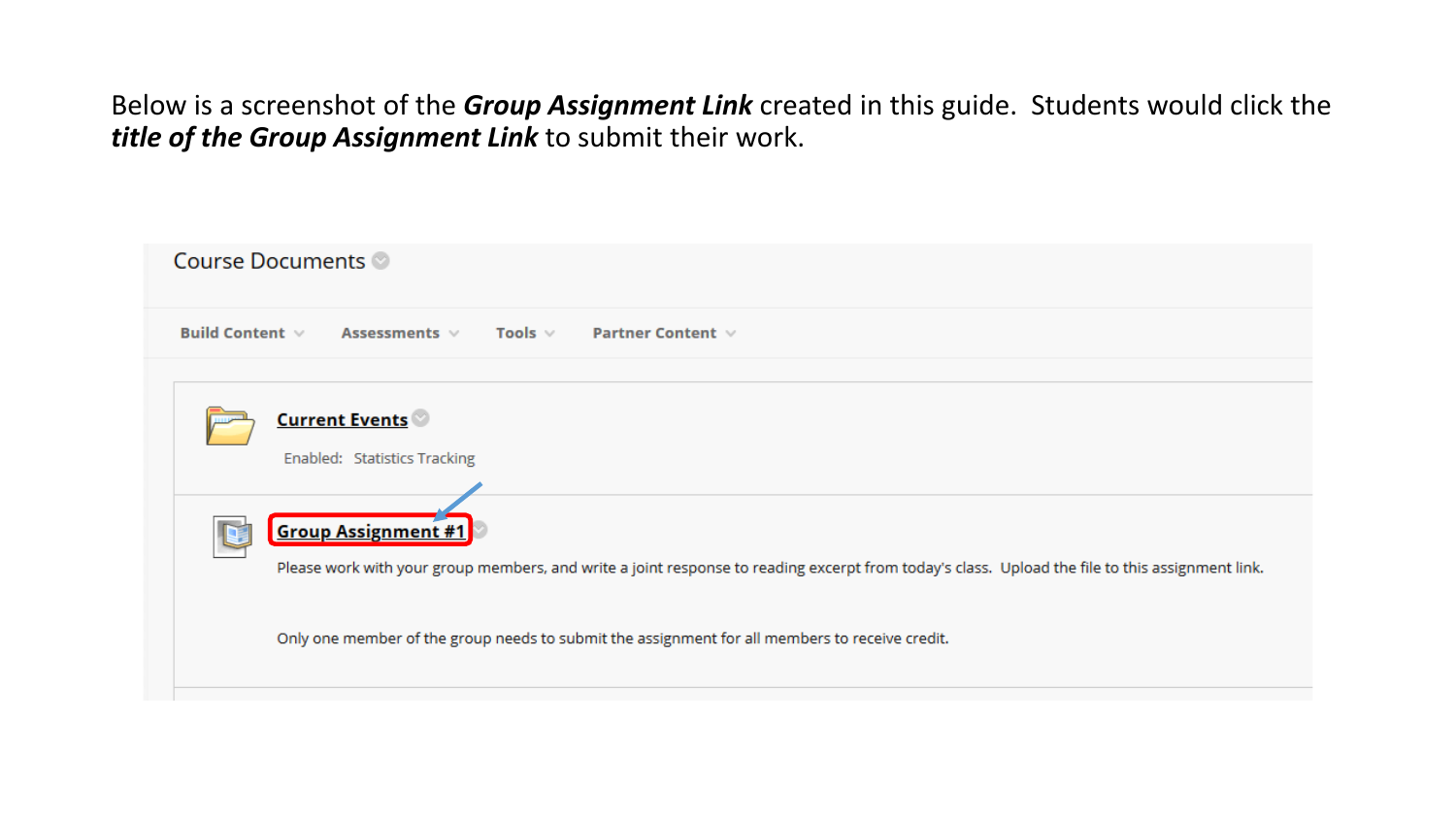Below is a screenshot of the ***Group Assignment Link*** created in this guide. Students would click the ***title of the Group Assignment Link*** to submit their work.

Course Documents

Build Content Assessments Tools Partner Content

Current Events

Enabled: Statistics Tracking

Group Assignment #1

Please work with your group members, and write a joint response to reading excerpt from today's class. Upload the file to this assignment link.

Only one member of the group needs to submit the assignment for all members to receive credit.